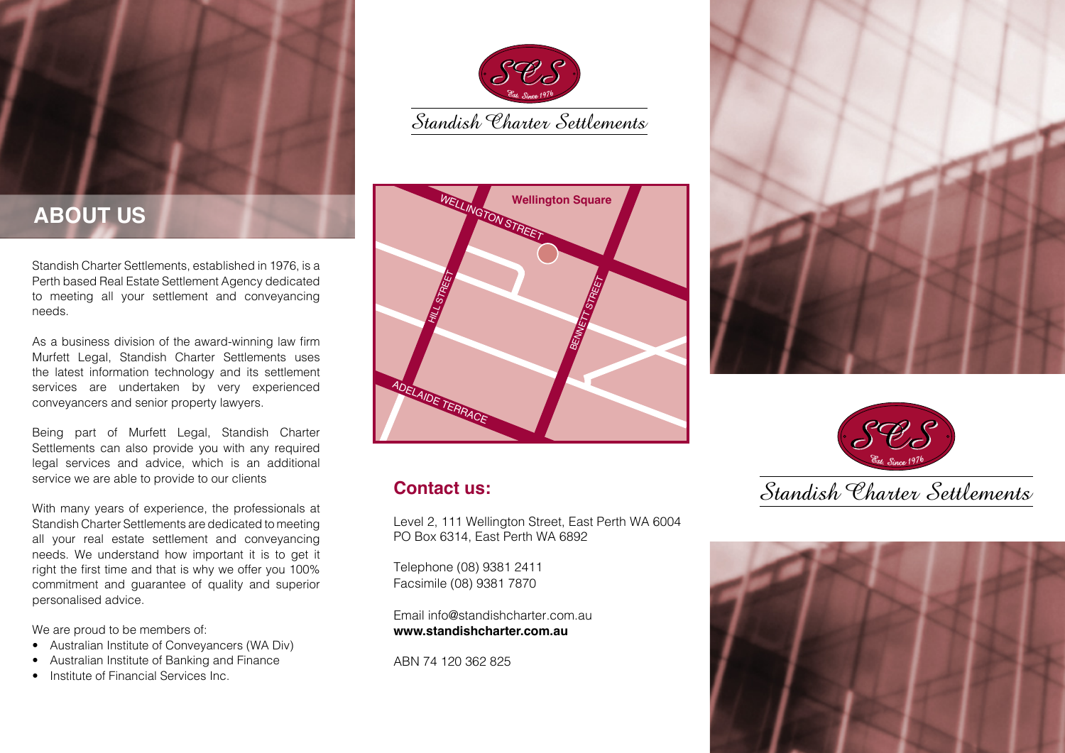## ABOUT US

Standish Charter Settlements, established in 1976, is a Perth based Real Estate Settlement Agency dedicated to meeting all your settlement and conveyancing needs.

As a business division of the award-winning law firm Murfett Legal, Standish Charter Settlements uses the latest information technology and its settlement services are undertaken by very experienced conveyancers and senior property lawyers.

Being part of Murfett Legal, Standish Charter Settlements can also provide you with any required legal services and advice, which is an additional service we are able to provide to our clients

With many years of experience, the professionals at Standish Charter Settlements are dedicated to meeting all your real estate settlement and conveyancing needs. We understand how important it is to get it right the first time and that is why we offer you 100% commitment and guarantee of quality and superior personalised advice.

We are proud to be members of:

- Australian Institute of Conveyancers (WA Div)
- Australian Institute of Banking and Finance
- Institute of Financial Services Inc.

SCS Est. Since 1976

Standish Charter Settlements

Wellington Square

WELLINGTON STREET

HILL STREET

BENNETT STREET

ADELAIDE TERRACE

## Contact us:

Level 2, 111 Wellington Street, East Perth WA 6004
PO Box 6314, East Perth WA 6892

Telephone (08) 9381 2411
Facsimile (08) 9381 7870

Email info@standishcharter.com.au
**www.standishcharter.com.au**

ABN 74 120 362 825

SCS Est. Since 1976

Standish Charter Settlements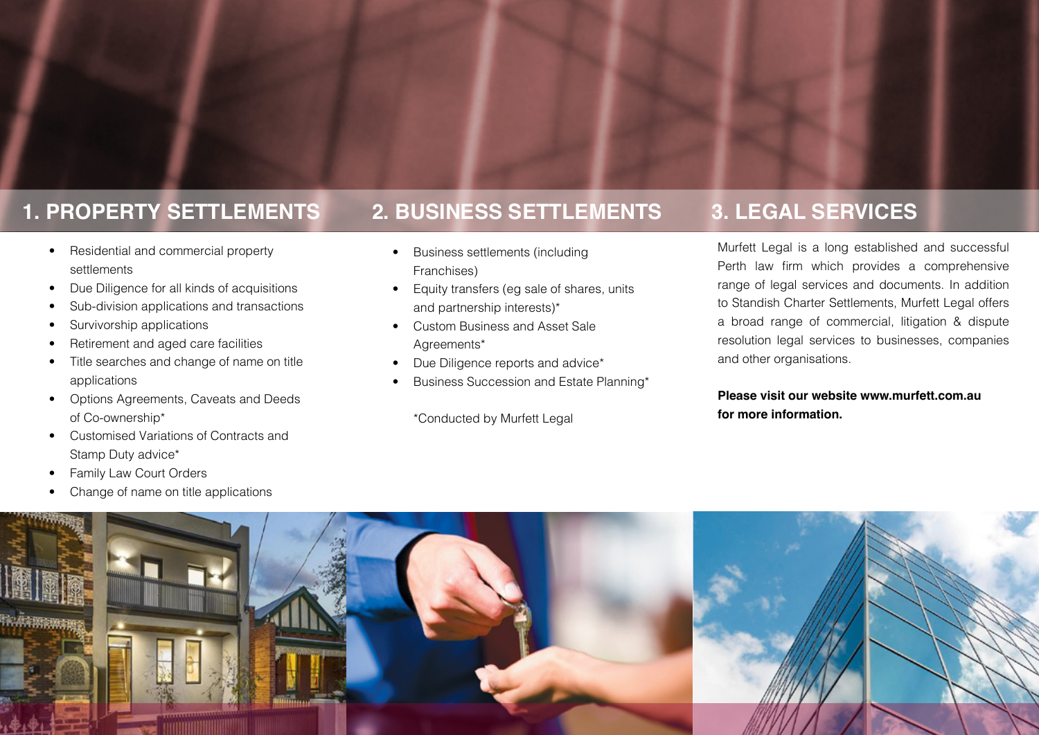## 1. PROPERTY SETTLEMENTS

- Residential and commercial property settlements
- Due Diligence for all kinds of acquisitions
- Sub-division applications and transactions
- Survivorship applications
- Retirement and aged care facilities
- Title searches and change of name on title applications
- Options Agreements, Caveats and Deeds of Co-ownership*
- Customised Variations of Contracts and Stamp Duty advice*
- Family Law Court Orders
- Change of name on title applications

## 2. BUSINESS SETTLEMENTS

- Business settlements (including Franchises)
- Equity transfers (eg sale of shares, units and partnership interests)*
- Custom Business and Asset Sale Agreements*
- Due Diligence reports and advice*
- Business Succession and Estate Planning*

*Conducted by Murfett Legal

## 3. LEGAL SERVICES

Murfett Legal is a long established and successful Perth law firm which provides a comprehensive range of legal services and documents. In addition to Standish Charter Settlements, Murfett Legal offers a broad range of commercial, litigation & dispute resolution legal services to businesses, companies and other organisations.

**Please visit our website www.murfett.com.au for more information.**